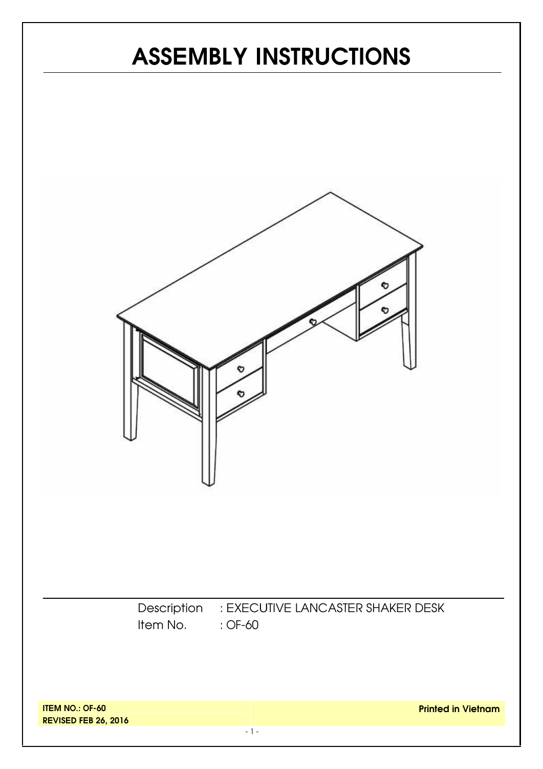# ASSEMBLY INSTRUCTIONS

Description : EXECUTIVE LANCASTER SHAKER DESK

Item No. : OF-60

**ITEM NO.: OF-60**

**REVISED FEB 26, 2016**

**Printed in Vietnam**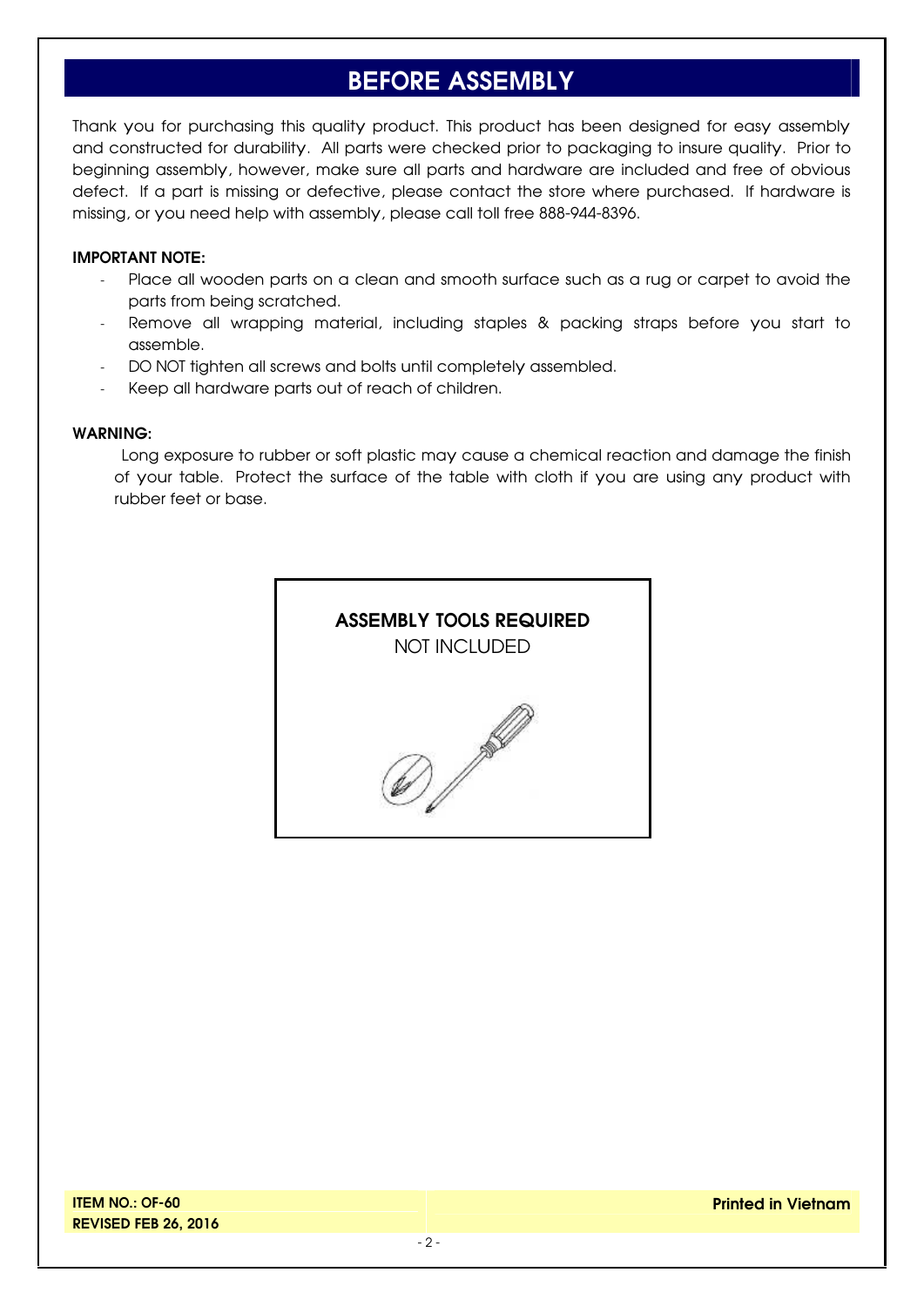# BEFORE ASSEMBLY

Thank you for purchasing this quality product. This product has been designed for easy assembly and constructed for durability. All parts were checked prior to packaging to insure quality. Prior to beginning assembly, however, make sure all parts and hardware are included and free of obvious defect. If a part is missing or defective, please contact the store where purchased. If hardware is missing, or you need help with assembly, please call toll free 888-944-8396.

**IMPORTANT NOTE:**

- Place all wooden parts on a clean and smooth surface such as a rug or carpet to avoid the parts from being scratched.
- Remove all wrapping material, including staples & packing straps before you start to assemble.
- DO NOT tighten all screws and bolts until completely assembled.
- Keep all hardware parts out of reach of children.

**WARNING:**

Long exposure to rubber or soft plastic may cause a chemical reaction and damage the finish of your table. Protect the surface of the table with cloth if you are using any product with rubber feet or base.

**ASSEMBLY TOOLS REQUIRED**

NOT INCLUDED

**ITEM NO.: OF-60**
**REVISED FEB 26, 2016**

**Printed in Vietnam**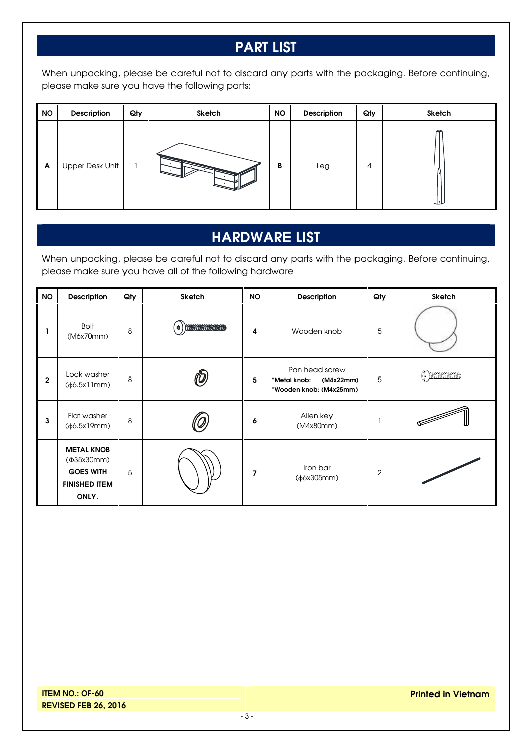# PART LIST

When unpacking, please be careful not to discard any parts with the packaging. Before continuing, please make sure you have the following parts:

| NO | Description | Qty | Sketch | NO | Description | Qty | Sketch |
|---|---|---|---|---|---|---|---|
| A | Upper Desk Unit | 1 | | B | Leg | 4 | |

# HARDWARE LIST

When unpacking, please be careful not to discard any parts with the packaging. Before continuing, please make sure you have all of the following hardware

| NO | Description | Qty | Sketch | NO | Description | Qty | Sketch |
|---|---|---|---|---|---|---|---|
| 1 | Bolt (M6x70mm) | 8 | | 4 | Wooden knob | 5 | |
| 2 | Lock washer (ϕ6.5x11mm) | 8 | | 5 | Pan head screw **\*Metal knob: (M4x22mm)** **\*Wooden knob: (M4x25mm)** | 5 | |
| 3 | Flat washer (ϕ6.5x19mm) | 8 | | 6 | Allen key (M4x80mm) | 1 | |
| | **METAL KNOB** (Φ35x30mm) **GOES WITH FINISHED ITEM ONLY.** | 5 | | 7 | Iron bar (ϕ6x305mm) | 2 | |

**ITEM NO.: OF-60**
**REVISED FEB 26, 2016**

**Printed in Vietnam**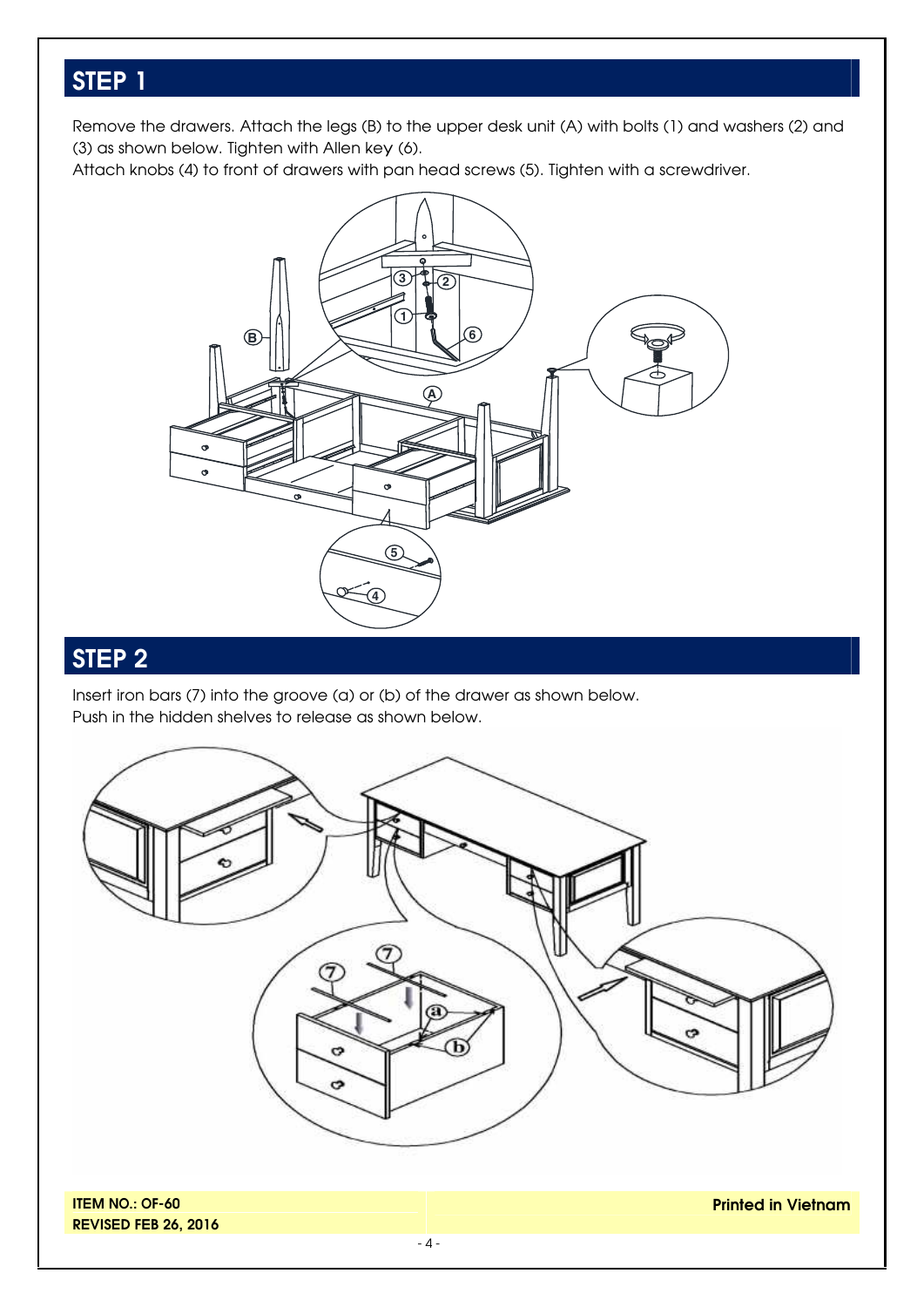## STEP 1

Remove the drawers. Attach the legs (B) to the upper desk unit (A) with bolts (1) and washers (2) and (3) as shown below. Tighten with Allen key (6).
Attach knobs (4) to front of drawers with pan head screws (5). Tighten with a screwdriver.

## STEP 2

Insert iron bars (7) into the groove (a) or (b) of the drawer as shown below.
Push in the hidden shelves to release as shown below.

**ITEM NO.: OF-60**
**REVISED FEB 26, 2016**

**Printed in Vietnam**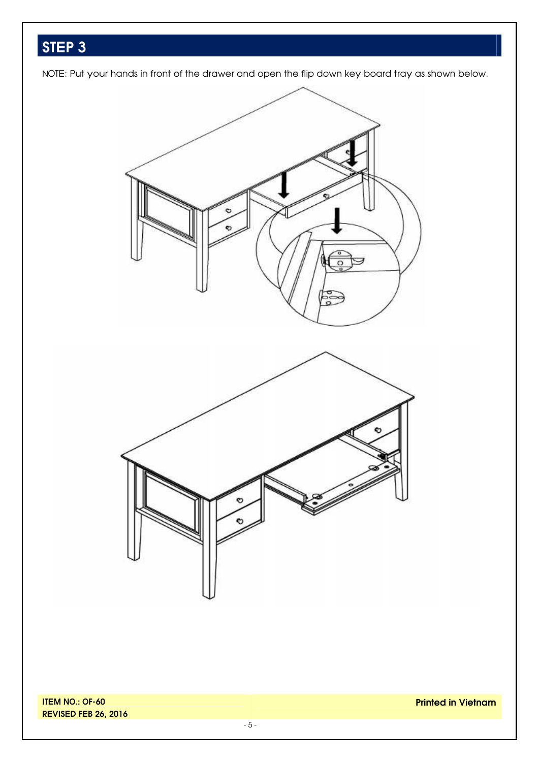# STEP 3

NOTE: Put your hands in front of the drawer and open the flip down key board tray as shown below.

ITEM NO.: OF-60
REVISED FEB 26, 2016

Printed in Vietnam